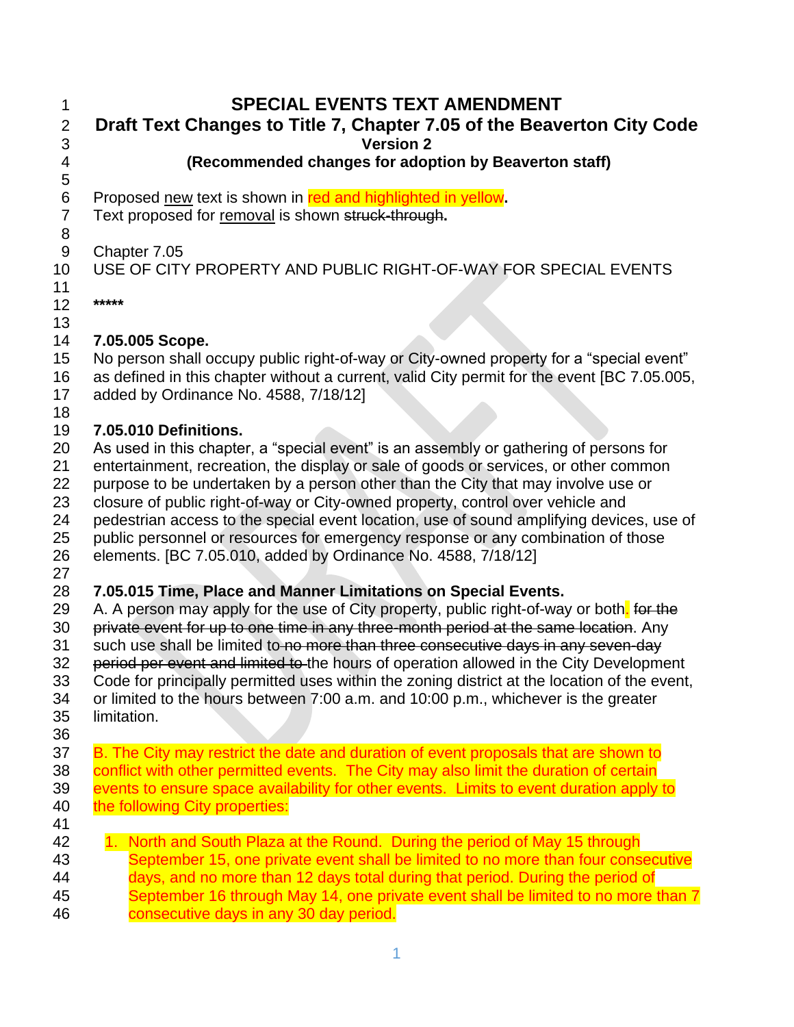# SPECIAL EVENTS TEXT AMENDMENT
## Draft Text Changes to Title 7, Chapter 7.05 of the Beaverton City Code
### Version 2
### (Recommended changes for adoption by Beaverton staff)

Proposed new text is shown in red and highlighted in yellow.
Text proposed for removal is shown ~~struck-through~~.

Chapter 7.05
USE OF CITY PROPERTY AND PUBLIC RIGHT-OF-WAY FOR SPECIAL EVENTS

*****

**7.05.005 Scope.**
No person shall occupy public right-of-way or City-owned property for a "special event" as defined in this chapter without a current, valid City permit for the event [BC 7.05.005, added by Ordinance No. 4588, 7/18/12]

**7.05.010 Definitions.**
As used in this chapter, a "special event" is an assembly or gathering of persons for entertainment, recreation, the display or sale of goods or services, or other common purpose to be undertaken by a person other than the City that may involve use or closure of public right-of-way or City-owned property, control over vehicle and pedestrian access to the special event location, use of sound amplifying devices, use of public personnel or resources for emergency response or any combination of those elements. [BC 7.05.010, added by Ordinance No. 4588, 7/18/12]

**7.05.015 Time, Place and Manner Limitations on Special Events.**
A. A person may apply for the use of City property, public right-of-way or both. ~~for the private event for up to one time in any three-month period at the same location~~. Any such use shall be limited to ~~no more than three consecutive days in any seven-day period per event and limited to~~ the hours of operation allowed in the City Development Code for principally permitted uses within the zoning district at the location of the event, or limited to the hours between 7:00 a.m. and 10:00 p.m., whichever is the greater limitation.

B. The City may restrict the date and duration of event proposals that are shown to conflict with other permitted events. The City may also limit the duration of certain events to ensure space availability for other events. Limits to event duration apply to the following City properties:

1. North and South Plaza at the Round. During the period of May 15 through September 15, one private event shall be limited to no more than four consecutive days, and no more than 12 days total during that period. During the period of September 16 through May 14, one private event shall be limited to no more than 7 consecutive days in any 30 day period.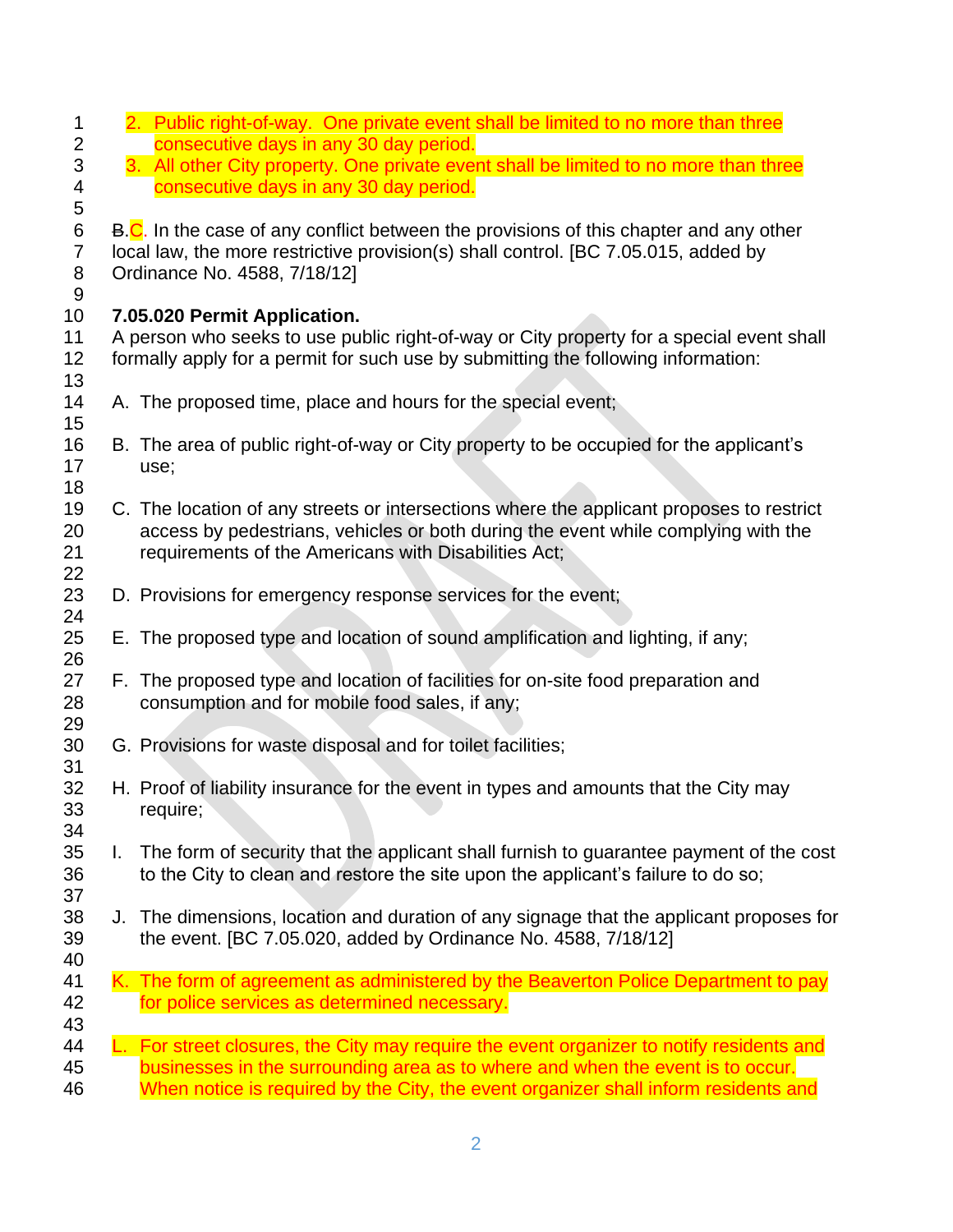2. Public right-of-way. One private event shall be limited to no more than three consecutive days in any 30 day period.
3. All other City property. One private event shall be limited to no more than three consecutive days in any 30 day period.

~~B.~~C. In the case of any conflict between the provisions of this chapter and any other local law, the more restrictive provision(s) shall control. [BC 7.05.015, added by Ordinance No. 4588, 7/18/12]

**7.05.020 Permit Application.**

A person who seeks to use public right-of-way or City property for a special event shall formally apply for a permit for such use by submitting the following information:

A. The proposed time, place and hours for the special event;

B. The area of public right-of-way or City property to be occupied for the applicant's use;

C. The location of any streets or intersections where the applicant proposes to restrict access by pedestrians, vehicles or both during the event while complying with the requirements of the Americans with Disabilities Act;

D. Provisions for emergency response services for the event;

E. The proposed type and location of sound amplification and lighting, if any;

F. The proposed type and location of facilities for on-site food preparation and consumption and for mobile food sales, if any;

G. Provisions for waste disposal and for toilet facilities;

H. Proof of liability insurance for the event in types and amounts that the City may require;

I. The form of security that the applicant shall furnish to guarantee payment of the cost to the City to clean and restore the site upon the applicant's failure to do so;

J. The dimensions, location and duration of any signage that the applicant proposes for the event. [BC 7.05.020, added by Ordinance No. 4588, 7/18/12]

K. The form of agreement as administered by the Beaverton Police Department to pay for police services as determined necessary.

L. For street closures, the City may require the event organizer to notify residents and businesses in the surrounding area as to where and when the event is to occur. When notice is required by the City, the event organizer shall inform residents and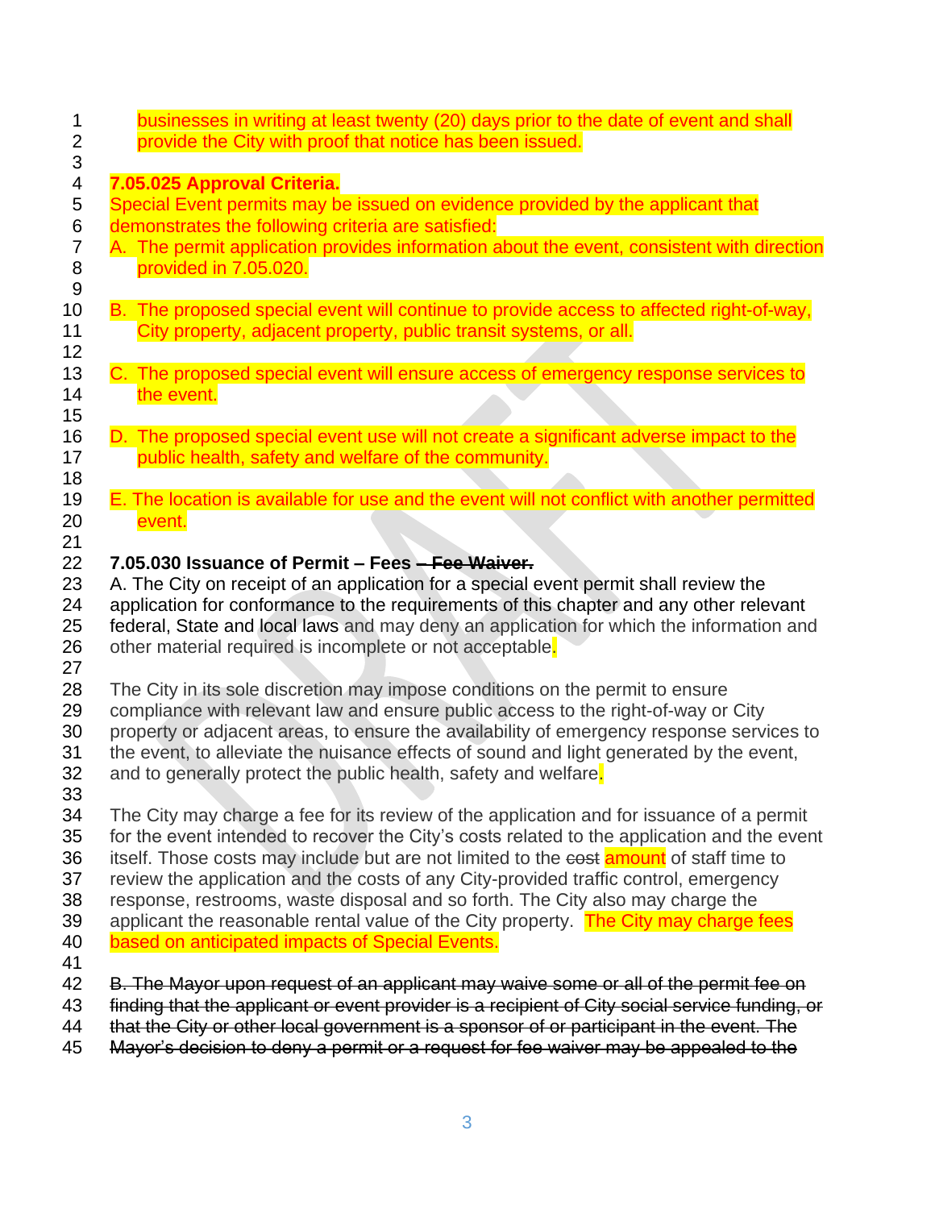businesses in writing at least twenty (20) days prior to the date of event and shall provide the City with proof that notice has been issued.

**7.05.025 Approval Criteria.**

Special Event permits may be issued on evidence provided by the applicant that demonstrates the following criteria are satisfied:

A. The permit application provides information about the event, consistent with direction provided in 7.05.020.

B. The proposed special event will continue to provide access to affected right-of-way, City property, adjacent property, public transit systems, or all.

C. The proposed special event will ensure access of emergency response services to the event.

D. The proposed special event use will not create a significant adverse impact to the public health, safety and welfare of the community.

E. The location is available for use and the event will not conflict with another permitted event.

**7.05.030 Issuance of Permit – Fees ~~– Fee Waiver.~~**

A. The City on receipt of an application for a special event permit shall review the application for conformance to the requirements of this chapter and any other relevant federal, State and local laws and may deny an application for which the information and other material required is incomplete or not acceptable.

The City in its sole discretion may impose conditions on the permit to ensure compliance with relevant law and ensure public access to the right-of-way or City property or adjacent areas, to ensure the availability of emergency response services to the event, to alleviate the nuisance effects of sound and light generated by the event, and to generally protect the public health, safety and welfare.

The City may charge a fee for its review of the application and for issuance of a permit for the event intended to recover the City's costs related to the application and the event itself. Those costs may include but are not limited to the ~~cost~~ amount of staff time to review the application and the costs of any City-provided traffic control, emergency response, restrooms, waste disposal and so forth. The City also may charge the applicant the reasonable rental value of the City property. The City may charge fees based on anticipated impacts of Special Events.

~~B. The Mayor upon request of an applicant may waive some or all of the permit fee on finding that the applicant or event provider is a recipient of City social service funding, or that the City or other local government is a sponsor of or participant in the event. The Mayor's decision to deny a permit or a request for fee waiver may be appealed to the~~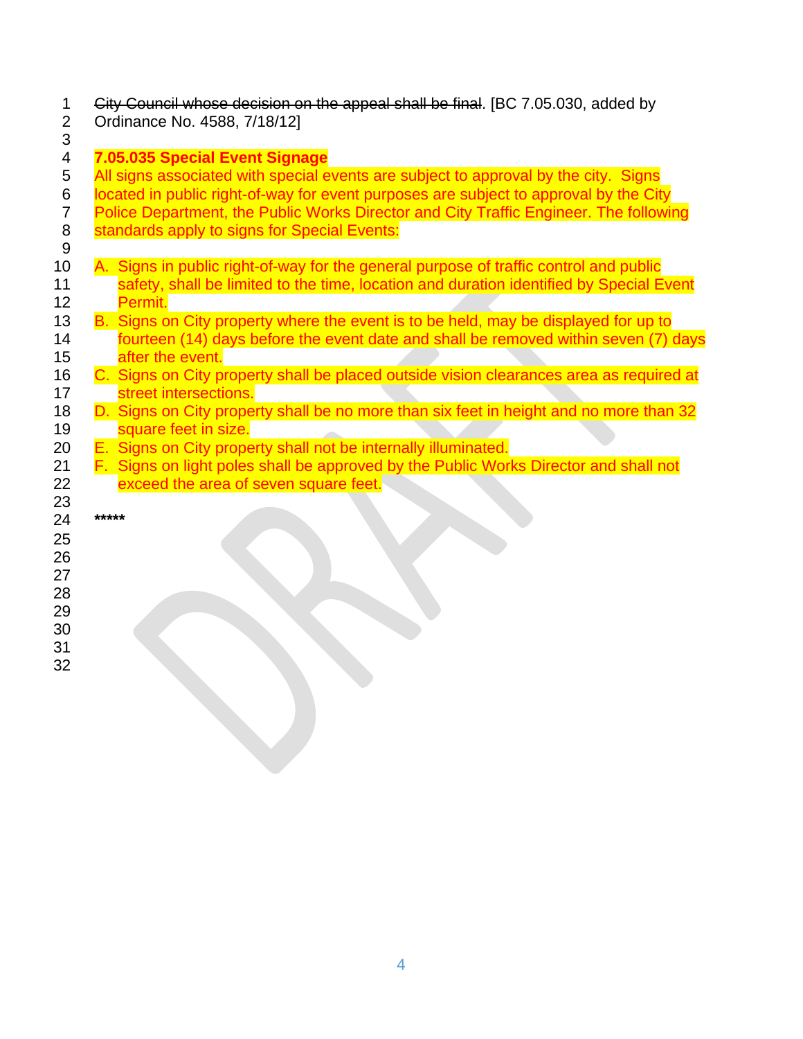~~City Council whose decision on the appeal shall be final~~. [BC 7.05.030, added by Ordinance No. 4588, 7/18/12]

**7.05.035 Special Event Signage**

All signs associated with special events are subject to approval by the city. Signs located in public right-of-way for event purposes are subject to approval by the City Police Department, the Public Works Director and City Traffic Engineer. The following standards apply to signs for Special Events:

A. Signs in public right-of-way for the general purpose of traffic control and public safety, shall be limited to the time, location and duration identified by Special Event Permit.
B. Signs on City property where the event is to be held, may be displayed for up to fourteen (14) days before the event date and shall be removed within seven (7) days after the event.
C. Signs on City property shall be placed outside vision clearances area as required at street intersections.
D. Signs on City property shall be no more than six feet in height and no more than 32 square feet in size.
E. Signs on City property shall not be internally illuminated.
F. Signs on light poles shall be approved by the Public Works Director and shall not exceed the area of seven square feet.

**\*\*\*\*\***